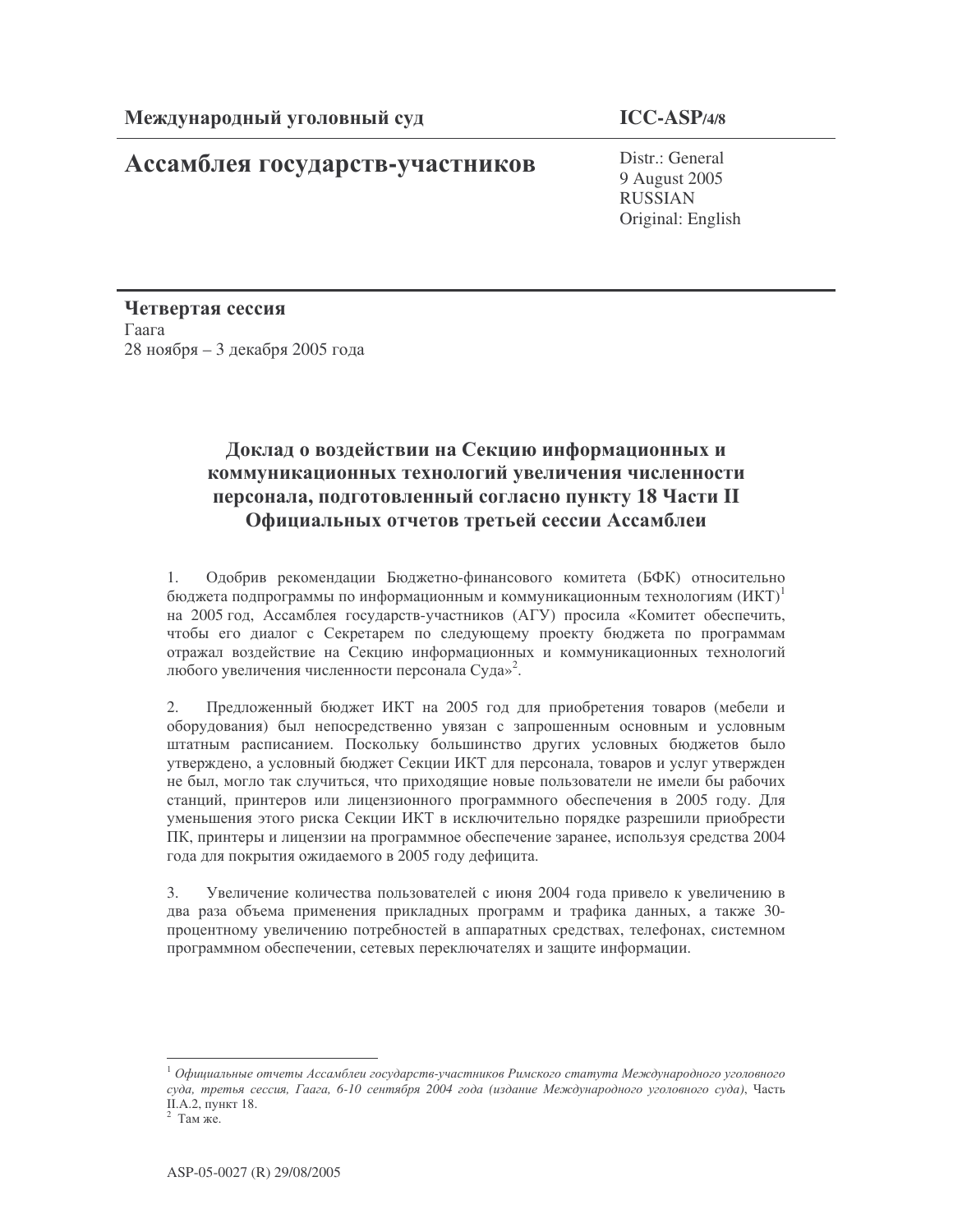**Международный уголовный суд**

# Ассамблея государств-участников

**ICC-ASP/4/8**

Distr.: General
9 August 2005
RUSSIAN
Original: English

**Четвертая сессия**
Гаага
28 ноября – 3 декабря 2005 года

## Доклад о воздействии на Секцию информационных и коммуникационных технологий увеличения численности персонала, подготовленный согласно пункту 18 Части II Официальных отчетов третьей сессии Ассамблеи

1. Одобрив рекомендации Бюджетно-финансового комитета (БФК) относительно бюджета подпрограммы по информационным и коммуникационным технологиям (ИКТ)[1] на 2005 год, Ассамблея государств-участников (АГУ) просила «Комитет обеспечить, чтобы его диалог с Секретарем по следующему проекту бюджета по программам отражал воздействие на Секцию информационных и коммуникационных технологий любого увеличения численности персонала Суда»[2].

2. Предложенный бюджет ИКТ на 2005 год для приобретения товаров (мебели и оборудования) был непосредственно увязан с запрошенным основным и условным штатным расписанием. Поскольку большинство других условных бюджетов было утверждено, а условный бюджет Секции ИКТ для персонала, товаров и услуг утвержден не был, могло так случиться, что приходящие новые пользователи не имели бы рабочих станций, принтеров или лицензионного программного обеспечения в 2005 году. Для уменьшения этого риска Секции ИКТ в исключительно порядке разрешили приобрести ПК, принтеры и лицензии на программное обеспечение заранее, используя средства 2004 года для покрытия ожидаемого в 2005 году дефицита.

3. Увеличение количества пользователей с июня 2004 года привело к увеличению в два раза объема применения прикладных программ и трафика данных, а также 30-процентному увеличению потребностей в аппаратных средствах, телефонах, системном программном обеспечении, сетевых переключателях и защите информации.

---

[1] *Официальные отчеты Ассамблеи государств-участников Римского статута Международного уголовного суда, третья сессия, Гаага, 6-10 сентября 2004 года (издание Международного уголовного суда)*, Часть II.A.2, пункт 18.

[2] Там же.

ASP-05-0027 (R) 29/08/2005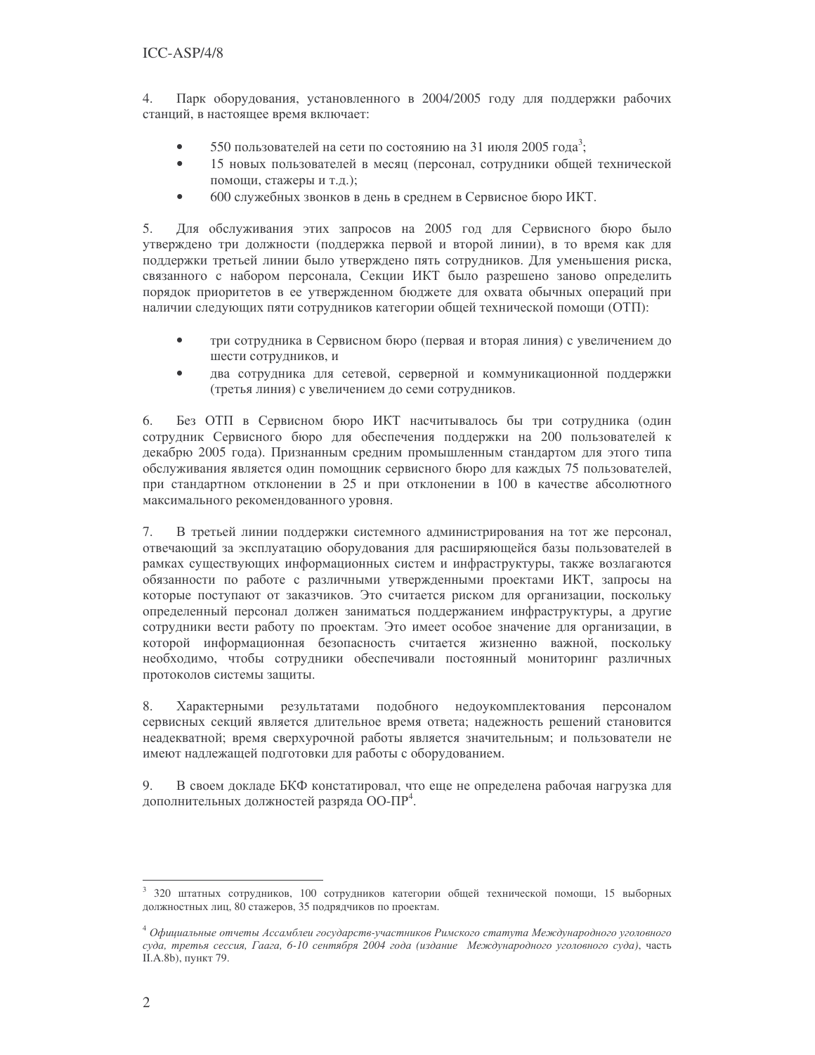4. Парк оборудования, установленного в 2004/2005 году для поддержки рабочих станций, в настоящее время включает:

- 550 пользователей на сети по состоянию на 31 июля 2005 года[3];
- 15 новых пользователей в месяц (персонал, сотрудники общей технической помощи, стажеры и т.д.);
- 600 служебных звонков в день в среднем в Сервисное бюро ИКТ.

5. Для обслуживания этих запросов на 2005 год для Сервисного бюро было утверждено три должности (поддержка первой и второй линии), в то время как для поддержки третьей линии было утверждено пять сотрудников. Для уменьшения риска, связанного с набором персонала, Секции ИКТ было разрешено заново определить порядок приоритетов в ее утвержденном бюджете для охвата обычных операций при наличии следующих пяти сотрудников категории общей технической помощи (ОТП):

- три сотрудника в Сервисном бюро (первая и вторая линия) с увеличением до шести сотрудников, и
- два сотрудника для сетевой, серверной и коммуникационной поддержки (третья линия) с увеличением до семи сотрудников.

6. Без ОТП в Сервисном бюро ИКТ насчитывалось бы три сотрудника (один сотрудник Сервисного бюро для обеспечения поддержки на 200 пользователей к декабрю 2005 года). Признанным средним промышленным стандартом для этого типа обслуживания является один помощник сервисного бюро для каждых 75 пользователей, при стандартном отклонении в 25 и при отклонении в 100 в качестве абсолютного максимального рекомендованного уровня.

7. В третьей линии поддержки системного администрирования на тот же персонал, отвечающий за эксплуатацию оборудования для расширяющейся базы пользователей в рамках существующих информационных систем и инфраструктуры, также возлагаются обязанности по работе с различными утвержденными проектами ИКТ, запросы на которые поступают от заказчиков. Это считается риском для организации, поскольку определенный персонал должен заниматься поддержанием инфраструктуры, а другие сотрудники вести работу по проектам. Это имеет особое значение для организации, в которой информационная безопасность считается жизненно важной, поскольку необходимо, чтобы сотрудники обеспечивали постоянный мониторинг различных протоколов системы защиты.

8. Характерными результатами подобного недоукомплектования персоналом сервисных секций является длительное время ответа; надежность решений становится неадекватной; время сверхурочной работы является значительным; и пользователи не имеют надлежащей подготовки для работы с оборудованием.

9. В своем докладе БКФ констатировал, что еще не определена рабочая нагрузка для дополнительных должностей разряда ОО-ПР[4].

---

[3] 320 штатных сотрудников, 100 сотрудников категории общей технической помощи, 15 выборных должностных лиц, 80 стажеров, 35 подрядчиков по проектам.

[4] *Официальные отчеты Ассамблеи государств-участников Римского статута Международного уголовного суда, третья сессия, Гаага, 6-10 сентября 2004 года (издание Международного уголовного суда)*, часть II.A.8b), пункт 79.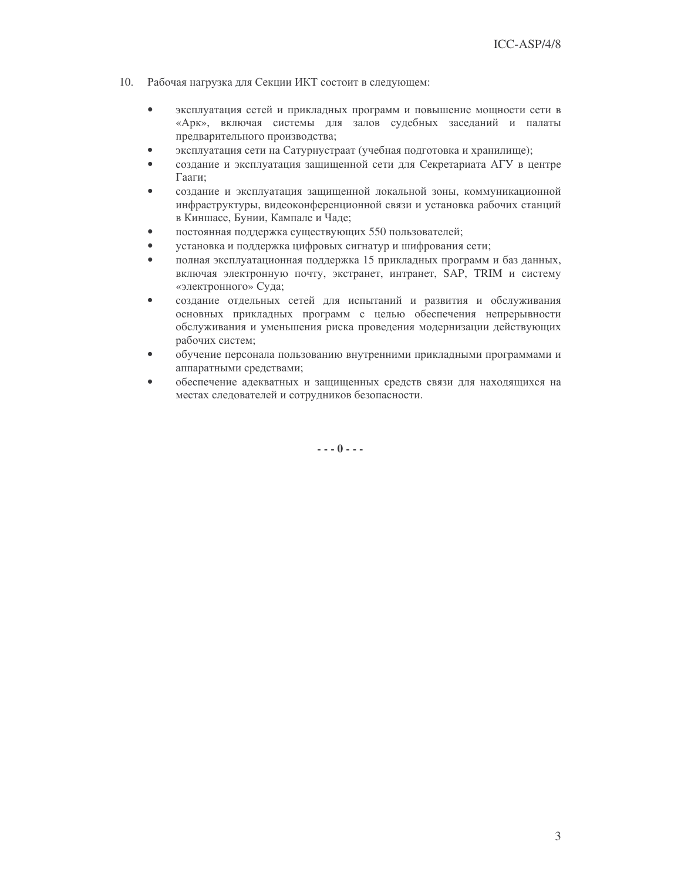10. Рабочая нагрузка для Секции ИКТ состоит в следующем:

- эксплуатация сетей и прикладных программ и повышение мощности сети в «Арк», включая системы для залов судебных заседаний и палаты предварительного производства;
- эксплуатация сети на Сатурнустраат (учебная подготовка и хранилище);
- создание и эксплуатация защищенной сети для Секретариата АГУ в центре Гааги;
- создание и эксплуатация защищенной локальной зоны, коммуникационной инфраструктуры, видеоконференционной связи и установка рабочих станций в Киншасе, Бунии, Кампале и Чаде;
- постоянная поддержка существующих 550 пользователей;
- установка и поддержка цифровых сигнатур и шифрования сети;
- полная эксплуатационная поддержка 15 прикладных программ и баз данных, включая электронную почту, экстранет, интранет, SAP, TRIM и систему «электронного» Суда;
- создание отдельных сетей для испытаний и развития и обслуживания основных прикладных программ с целью обеспечения непрерывности обслуживания и уменьшения риска проведения модернизации действующих рабочих систем;
- обучение персонала пользованию внутренними прикладными программами и аппаратными средствами;
- обеспечение адекватных и защищенных средств связи для находящихся на местах следователей и сотрудников безопасности.

--- 0 ---